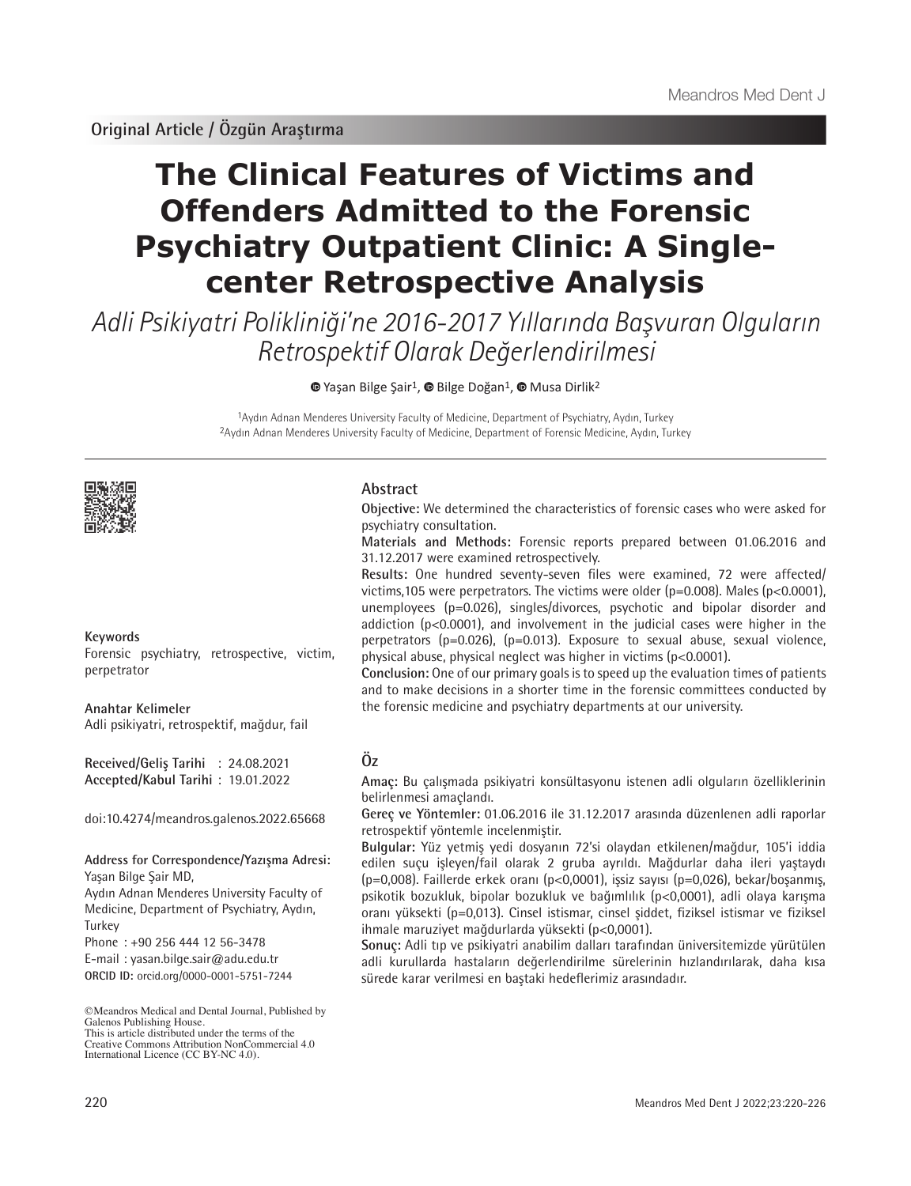**Original Article / Özgün Araştırma**

# The Clinical Features of Victims and Offenders Admitted to the Forensic Psychiatry Outpatient Clinic: A Single-center Retrospective Analysis

*Adli Psikiyatri Polikliniği'ne 2016-2017 Yıllarında Başvuran Olguların Retrospektif Olarak Değerlendirilmesi*

Yaşan Bilge Şair[1], Bilge Doğan[1], Musa Dirlik[2]

[1]Aydın Adnan Menderes University Faculty of Medicine, Department of Psychiatry, Aydın, Turkey
[2]Aydın Adnan Menderes University Faculty of Medicine, Department of Forensic Medicine, Aydın, Turkey

## Abstract

**Objective:** We determined the characteristics of forensic cases who were asked for psychiatry consultation.

**Materials and Methods:** Forensic reports prepared between 01.06.2016 and 31.12.2017 were examined retrospectively.

**Results:** One hundred seventy-seven files were examined, 72 were affected/victims,105 were perpetrators. The victims were older (p=0.008). Males (p<0.0001), unemployees (p=0.026), singles/divorces, psychotic and bipolar disorder and addiction (p<0.0001), and involvement in the judicial cases were higher in the perpetrators (p=0.026), (p=0.013). Exposure to sexual abuse, sexual violence, physical abuse, physical neglect was higher in victims (p<0.0001).

**Conclusion:** One of our primary goals is to speed up the evaluation times of patients and to make decisions in a shorter time in the forensic committees conducted by the forensic medicine and psychiatry departments at our university.

**Keywords**

Forensic psychiatry, retrospective, victim, perpetrator

**Anahtar Kelimeler**

Adli psikiyatri, retrospektif, mağdur, fail

**Received/Geliş Tarihi** : 24.08.2021
**Accepted/Kabul Tarihi** : 19.01.2022

doi:10.4274/meandros.galenos.2022.65668

**Address for Correspondence/Yazışma Adresi:**
Yaşan Bilge Şair MD,
Aydın Adnan Menderes University Faculty of Medicine, Department of Psychiatry, Aydın, Turkey
Phone : +90 256 444 12 56-3478
E-mail : yasan.bilge.sair@adu.edu.tr
**ORCID ID:** orcid.org/0000-0001-5751-7244

©Meandros Medical and Dental Journal, Published by Galenos Publishing House.
This is article distributed under the terms of the Creative Commons Attribution NonCommercial 4.0 International Licence (CC BY-NC 4.0).

## Öz

**Amaç:** Bu çalışmada psikiyatri konsültasyonu istenen adli olguların özelliklerinin belirlenmesi amaçlandı.

**Gereç ve Yöntemler:** 01.06.2016 ile 31.12.2017 arasında düzenlenen adli raporlar retrospektif yöntemle incelenmiştir.

**Bulgular:** Yüz yetmiş yedi dosyanın 72'si olaydan etkilenen/mağdur, 105'i iddia edilen suçu işleyen/fail olarak 2 gruba ayrıldı. Mağdurlar daha ileri yaştaydı (p=0,008). Faillerde erkek oranı (p<0,0001), işsiz sayısı (p=0,026), bekar/boşanmış, psikotik bozukluk, bipolar bozukluk ve bağımlılık (p<0,0001), adli olaya karışma oranı yüksekti (p=0,013). Cinsel istismar, cinsel şiddet, fiziksel istismar ve fiziksel ihmale maruziyet mağdurlarda yüksekti (p<0,0001).

**Sonuç:** Adli tıp ve psikiyatri anabilim dalları tarafından üniversitemizde yürütülen adli kurullarda hastaların değerlendirilme sürelerinin hızlandırılarak, daha kısa sürede karar verilmesi en baştaki hedeflerimiz arasındadır.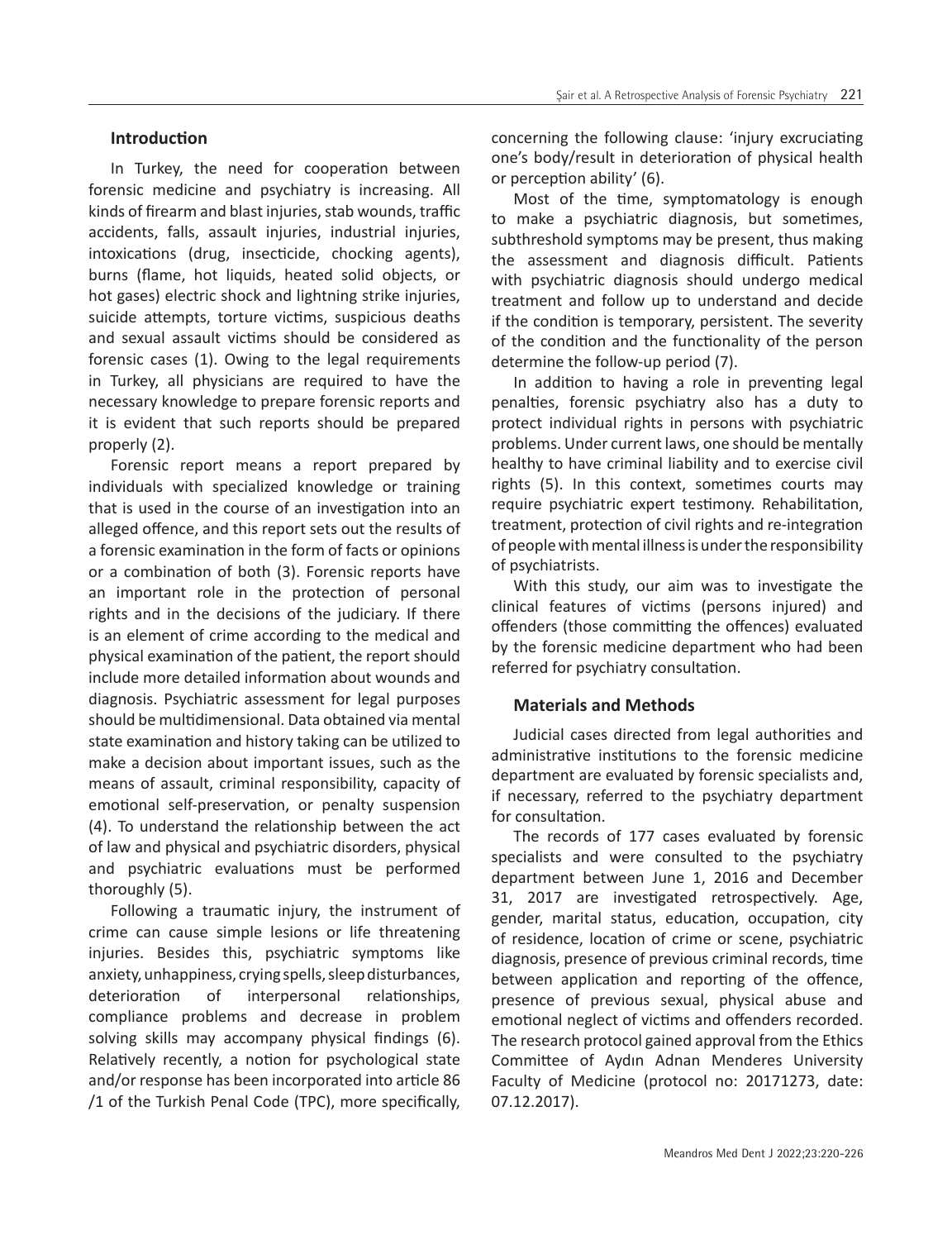## Introduction

In Turkey, the need for cooperation between forensic medicine and psychiatry is increasing. All kinds of firearm and blast injuries, stab wounds, traffic accidents, falls, assault injuries, industrial injuries, intoxications (drug, insecticide, chocking agents), burns (flame, hot liquids, heated solid objects, or hot gases) electric shock and lightning strike injuries, suicide attempts, torture victims, suspicious deaths and sexual assault victims should be considered as forensic cases (1). Owing to the legal requirements in Turkey, all physicians are required to have the necessary knowledge to prepare forensic reports and it is evident that such reports should be prepared properly (2).

Forensic report means a report prepared by individuals with specialized knowledge or training that is used in the course of an investigation into an alleged offence, and this report sets out the results of a forensic examination in the form of facts or opinions or a combination of both (3). Forensic reports have an important role in the protection of personal rights and in the decisions of the judiciary. If there is an element of crime according to the medical and physical examination of the patient, the report should include more detailed information about wounds and diagnosis. Psychiatric assessment for legal purposes should be multidimensional. Data obtained via mental state examination and history taking can be utilized to make a decision about important issues, such as the means of assault, criminal responsibility, capacity of emotional self-preservation, or penalty suspension (4). To understand the relationship between the act of law and physical and psychiatric disorders, physical and psychiatric evaluations must be performed thoroughly (5).

Following a traumatic injury, the instrument of crime can cause simple lesions or life threatening injuries. Besides this, psychiatric symptoms like anxiety, unhappiness, crying spells, sleep disturbances, deterioration of interpersonal relationships, compliance problems and decrease in problem solving skills may accompany physical findings (6). Relatively recently, a notion for psychological state and/or response has been incorporated into article 86 /1 of the Turkish Penal Code (TPC), more specifically, concerning the following clause: 'injury excruciating one's body/result in deterioration of physical health or perception ability' (6).

Most of the time, symptomatology is enough to make a psychiatric diagnosis, but sometimes, subthreshold symptoms may be present, thus making the assessment and diagnosis difficult. Patients with psychiatric diagnosis should undergo medical treatment and follow up to understand and decide if the condition is temporary, persistent. The severity of the condition and the functionality of the person determine the follow-up period (7).

In addition to having a role in preventing legal penalties, forensic psychiatry also has a duty to protect individual rights in persons with psychiatric problems. Under current laws, one should be mentally healthy to have criminal liability and to exercise civil rights (5). In this context, sometimes courts may require psychiatric expert testimony. Rehabilitation, treatment, protection of civil rights and re-integration of people with mental illness is under the responsibility of psychiatrists.

With this study, our aim was to investigate the clinical features of victims (persons injured) and offenders (those committing the offences) evaluated by the forensic medicine department who had been referred for psychiatry consultation.

## Materials and Methods

Judicial cases directed from legal authorities and administrative institutions to the forensic medicine department are evaluated by forensic specialists and, if necessary, referred to the psychiatry department for consultation.

The records of 177 cases evaluated by forensic specialists and were consulted to the psychiatry department between June 1, 2016 and December 31, 2017 are investigated retrospectively. Age, gender, marital status, education, occupation, city of residence, location of crime or scene, psychiatric diagnosis, presence of previous criminal records, time between application and reporting of the offence, presence of previous sexual, physical abuse and emotional neglect of victims and offenders recorded. The research protocol gained approval from the Ethics Committee of Aydın Adnan Menderes University Faculty of Medicine (protocol no: 20171273, date: 07.12.2017).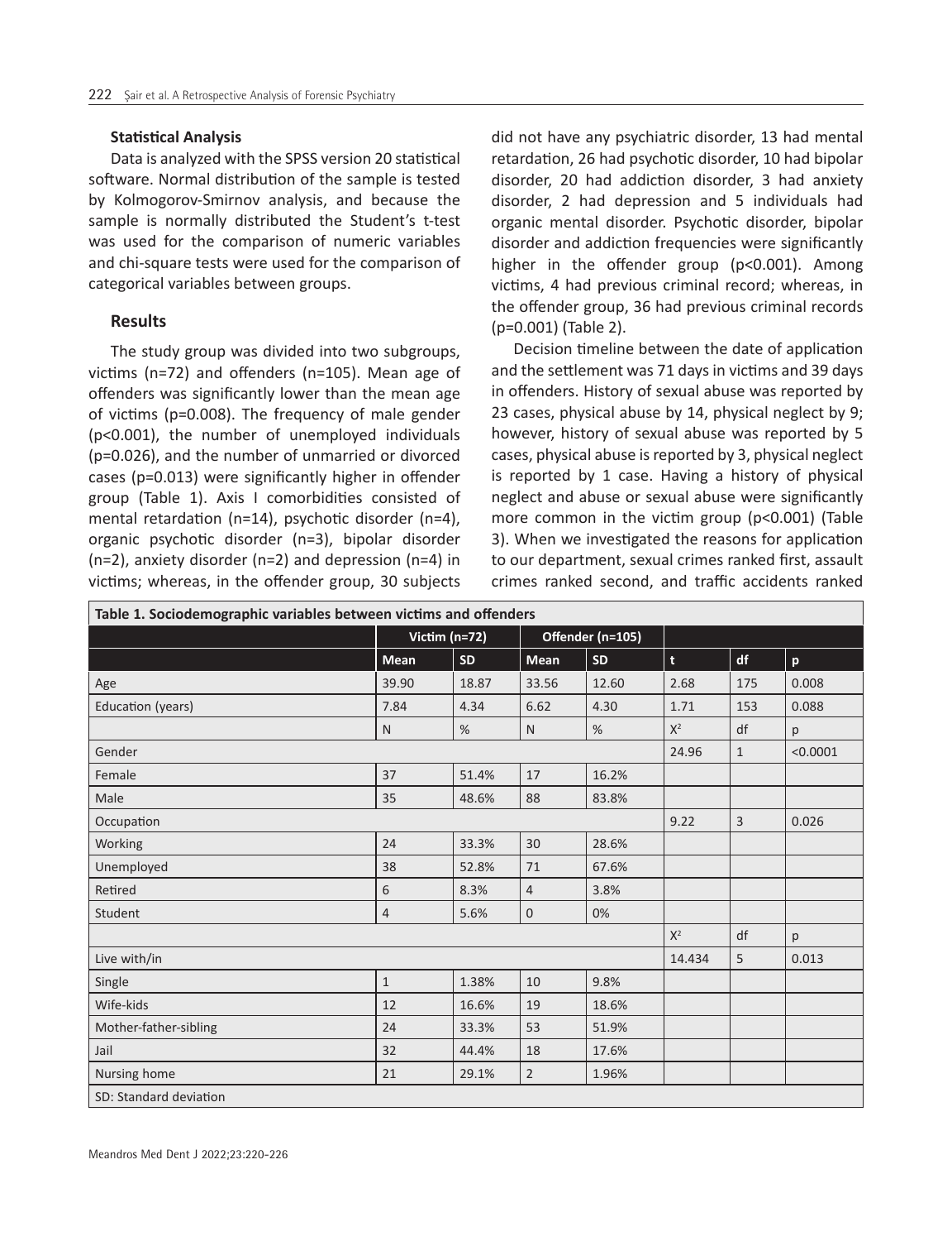### Statistical Analysis

Data is analyzed with the SPSS version 20 statistical software. Normal distribution of the sample is tested by Kolmogorov-Smirnov analysis, and because the sample is normally distributed the Student's t-test was used for the comparison of numeric variables and chi-square tests were used for the comparison of categorical variables between groups.

### Results

The study group was divided into two subgroups, victims (n=72) and offenders (n=105). Mean age of offenders was significantly lower than the mean age of victims (p=0.008). The frequency of male gender (p<0.001), the number of unemployed individuals (p=0.026), and the number of unmarried or divorced cases (p=0.013) were significantly higher in offender group (Table 1). Axis I comorbidities consisted of mental retardation (n=14), psychotic disorder (n=4), organic psychotic disorder (n=3), bipolar disorder (n=2), anxiety disorder (n=2) and depression (n=4) in victims; whereas, in the offender group, 30 subjects did not have any psychiatric disorder, 13 had mental retardation, 26 had psychotic disorder, 10 had bipolar disorder, 20 had addiction disorder, 3 had anxiety disorder, 2 had depression and 5 individuals had organic mental disorder. Psychotic disorder, bipolar disorder and addiction frequencies were significantly higher in the offender group (p<0.001). Among victims, 4 had previous criminal record; whereas, in the offender group, 36 had previous criminal records (p=0.001) (Table 2).

Decision timeline between the date of application and the settlement was 71 days in victims and 39 days in offenders. History of sexual abuse was reported by 23 cases, physical abuse by 14, physical neglect by 9; however, history of sexual abuse was reported by 5 cases, physical abuse is reported by 3, physical neglect is reported by 1 case. Having a history of physical neglect and abuse or sexual abuse were significantly more common in the victim group (p<0.001) (Table 3). When we investigated the reasons for application to our department, sexual crimes ranked first, assault crimes ranked second, and traffic accidents ranked

**Table 1. Sociodemographic variables between victims and offenders**

| | Victim (n=72) | | Offender (n=105) | | | | |
|---|---|---|---|---|---|---|---|
| | **Mean** | **SD** | **Mean** | **SD** | **t** | **df** | **p** |
| Age | 39.90 | 18.87 | 33.56 | 12.60 | 2.68 | 175 | 0.008 |
| Education (years) | 7.84 | 4.34 | 6.62 | 4.30 | 1.71 | 153 | 0.088 |
| | N | % | N | % | $X^2$ | df | p |
| Gender | | | | | 24.96 | 1 | <0.0001 |
| Female | 37 | 51.4% | 17 | 16.2% | | | |
| Male | 35 | 48.6% | 88 | 83.8% | | | |
| Occupation | | | | | 9.22 | 3 | 0.026 |
| Working | 24 | 33.3% | 30 | 28.6% | | | |
| Unemployed | 38 | 52.8% | 71 | 67.6% | | | |
| Retired | 6 | 8.3% | 4 | 3.8% | | | |
| Student | 4 | 5.6% | 0 | 0% | | | |
| | | | | | $X^2$ | df | p |
| Live with/in | | | | | 14.434 | 5 | 0.013 |
| Single | 1 | 1.38% | 10 | 9.8% | | | |
| Wife-kids | 12 | 16.6% | 19 | 18.6% | | | |
| Mother-father-sibling | 24 | 33.3% | 53 | 51.9% | | | |
| Jail | 32 | 44.4% | 18 | 17.6% | | | |
| Nursing home | 21 | 29.1% | 2 | 1.96% | | | |

SD: Standard deviation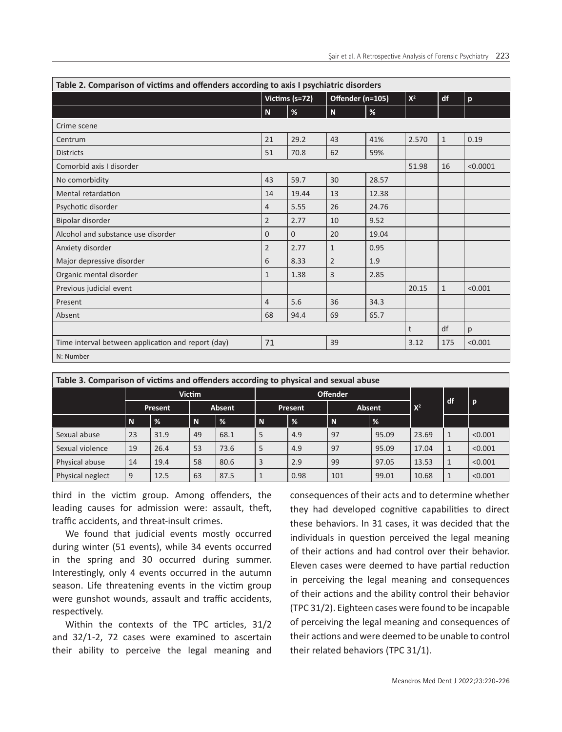**Table 2. Comparison of victims and offenders according to axis I psychiatric disorders**

| | Victims (s=72) | | Offender (n=105) | | $X^2$ | df | p |
|---|---|---|---|---|---|---|---|
| | N | % | N | % | | | |
| Crime scene | | | | | | | |
| Centrum | 21 | 29.2 | 43 | 41% | 2.570 | 1 | 0.19 |
| Districts | 51 | 70.8 | 62 | 59% | | | |
| Comorbid axis I disorder | | | | | 51.98 | 16 | <0.0001 |
| No comorbidity | 43 | 59.7 | 30 | 28.57 | | | |
| Mental retardation | 14 | 19.44 | 13 | 12.38 | | | |
| Psychotic disorder | 4 | 5.55 | 26 | 24.76 | | | |
| Bipolar disorder | 2 | 2.77 | 10 | 9.52 | | | |
| Alcohol and substance use disorder | 0 | 0 | 20 | 19.04 | | | |
| Anxiety disorder | 2 | 2.77 | 1 | 0.95 | | | |
| Major depressive disorder | 6 | 8.33 | 2 | 1.9 | | | |
| Organic mental disorder | 1 | 1.38 | 3 | 2.85 | | | |
| Previous judicial event | | | | | 20.15 | 1 | <0.001 |
| Present | 4 | 5.6 | 36 | 34.3 | | | |
| Absent | 68 | 94.4 | 69 | 65.7 | | | |
| | | | | | t | df | p |
| Time interval between application and report (day) | 71 | | 39 | | 3.12 | 175 | <0.001 |

N: Number

**Table 3. Comparison of victims and offenders according to physical and sexual abuse**

| | Victim | | | | Offender | | | | $X^2$ | df | p |
|---|---|---|---|---|---|---|---|---|---|---|---|
| | Present | | Absent | | Present | | Absent | | | | |
| | N | % | N | % | N | % | N | % | | | |
| Sexual abuse | 23 | 31.9 | 49 | 68.1 | 5 | 4.9 | 97 | 95.09 | 23.69 | 1 | <0.001 |
| Sexual violence | 19 | 26.4 | 53 | 73.6 | 5 | 4.9 | 97 | 95.09 | 17.04 | 1 | <0.001 |
| Physical abuse | 14 | 19.4 | 58 | 80.6 | 3 | 2.9 | 99 | 97.05 | 13.53 | 1 | <0.001 |
| Physical neglect | 9 | 12.5 | 63 | 87.5 | 1 | 0.98 | 101 | 99.01 | 10.68 | 1 | <0.001 |

third in the victim group. Among offenders, the leading causes for admission were: assault, theft, traffic accidents, and threat-insult crimes.

We found that judicial events mostly occurred during winter (51 events), while 34 events occurred in the spring and 30 occurred during summer. Interestingly, only 4 events occurred in the autumn season. Life threatening events in the victim group were gunshot wounds, assault and traffic accidents, respectively.

Within the contexts of the TPC articles, 31/2 and 32/1-2, 72 cases were examined to ascertain their ability to perceive the legal meaning and consequences of their acts and to determine whether they had developed cognitive capabilities to direct these behaviors. In 31 cases, it was decided that the individuals in question perceived the legal meaning of their actions and had control over their behavior. Eleven cases were deemed to have partial reduction in perceiving the legal meaning and consequences of their actions and the ability control their behavior (TPC 31/2). Eighteen cases were found to be incapable of perceiving the legal meaning and consequences of their actions and were deemed to be unable to control their related behaviors (TPC 31/1).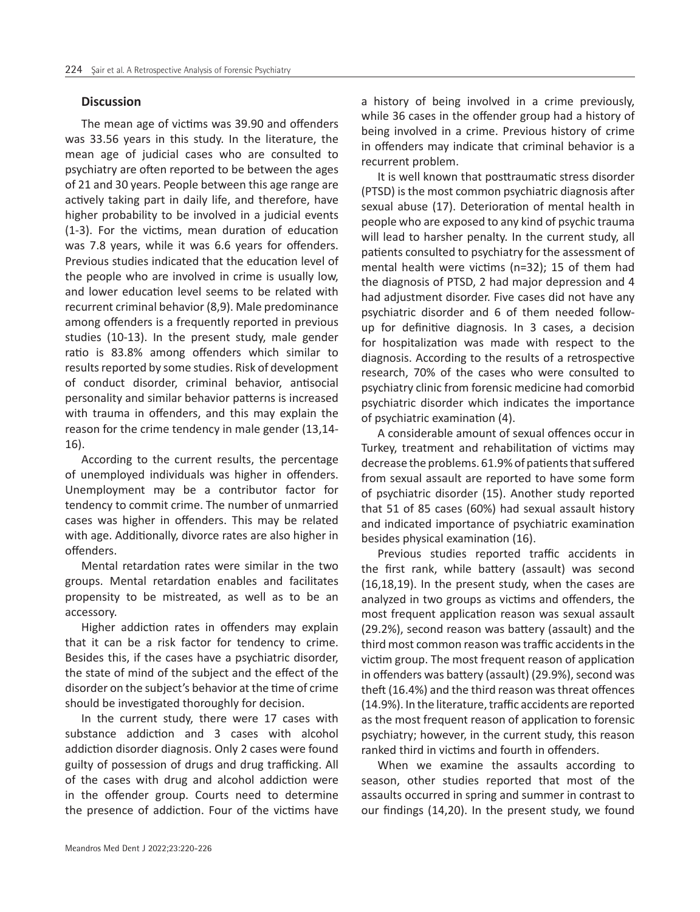## Discussion

The mean age of victims was 39.90 and offenders was 33.56 years in this study. In the literature, the mean age of judicial cases who are consulted to psychiatry are often reported to be between the ages of 21 and 30 years. People between this age range are actively taking part in daily life, and therefore, have higher probability to be involved in a judicial events (1-3). For the victims, mean duration of education was 7.8 years, while it was 6.6 years for offenders. Previous studies indicated that the education level of the people who are involved in crime is usually low, and lower education level seems to be related with recurrent criminal behavior (8,9). Male predominance among offenders is a frequently reported in previous studies (10-13). In the present study, male gender ratio is 83.8% among offenders which similar to results reported by some studies. Risk of development of conduct disorder, criminal behavior, antisocial personality and similar behavior patterns is increased with trauma in offenders, and this may explain the reason for the crime tendency in male gender (13,14-16).

According to the current results, the percentage of unemployed individuals was higher in offenders. Unemployment may be a contributor factor for tendency to commit crime. The number of unmarried cases was higher in offenders. This may be related with age. Additionally, divorce rates are also higher in offenders.

Mental retardation rates were similar in the two groups. Mental retardation enables and facilitates propensity to be mistreated, as well as to be an accessory.

Higher addiction rates in offenders may explain that it can be a risk factor for tendency to crime. Besides this, if the cases have a psychiatric disorder, the state of mind of the subject and the effect of the disorder on the subject's behavior at the time of crime should be investigated thoroughly for decision.

In the current study, there were 17 cases with substance addiction and 3 cases with alcohol addiction disorder diagnosis. Only 2 cases were found guilty of possession of drugs and drug trafficking. All of the cases with drug and alcohol addiction were in the offender group. Courts need to determine the presence of addiction. Four of the victims have a history of being involved in a crime previously, while 36 cases in the offender group had a history of being involved in a crime. Previous history of crime in offenders may indicate that criminal behavior is a recurrent problem.

It is well known that posttraumatic stress disorder (PTSD) is the most common psychiatric diagnosis after sexual abuse (17). Deterioration of mental health in people who are exposed to any kind of psychic trauma will lead to harsher penalty. In the current study, all patients consulted to psychiatry for the assessment of mental health were victims (n=32); 15 of them had the diagnosis of PTSD, 2 had major depression and 4 had adjustment disorder. Five cases did not have any psychiatric disorder and 6 of them needed follow-up for definitive diagnosis. In 3 cases, a decision for hospitalization was made with respect to the diagnosis. According to the results of a retrospective research, 70% of the cases who were consulted to psychiatry clinic from forensic medicine had comorbid psychiatric disorder which indicates the importance of psychiatric examination (4).

A considerable amount of sexual offences occur in Turkey, treatment and rehabilitation of victims may decrease the problems. 61.9% of patients that suffered from sexual assault are reported to have some form of psychiatric disorder (15). Another study reported that 51 of 85 cases (60%) had sexual assault history and indicated importance of psychiatric examination besides physical examination (16).

Previous studies reported traffic accidents in the first rank, while battery (assault) was second (16,18,19). In the present study, when the cases are analyzed in two groups as victims and offenders, the most frequent application reason was sexual assault (29.2%), second reason was battery (assault) and the third most common reason was traffic accidents in the victim group. The most frequent reason of application in offenders was battery (assault) (29.9%), second was theft (16.4%) and the third reason was threat offences (14.9%). In the literature, traffic accidents are reported as the most frequent reason of application to forensic psychiatry; however, in the current study, this reason ranked third in victims and fourth in offenders.

When we examine the assaults according to season, other studies reported that most of the assaults occurred in spring and summer in contrast to our findings (14,20). In the present study, we found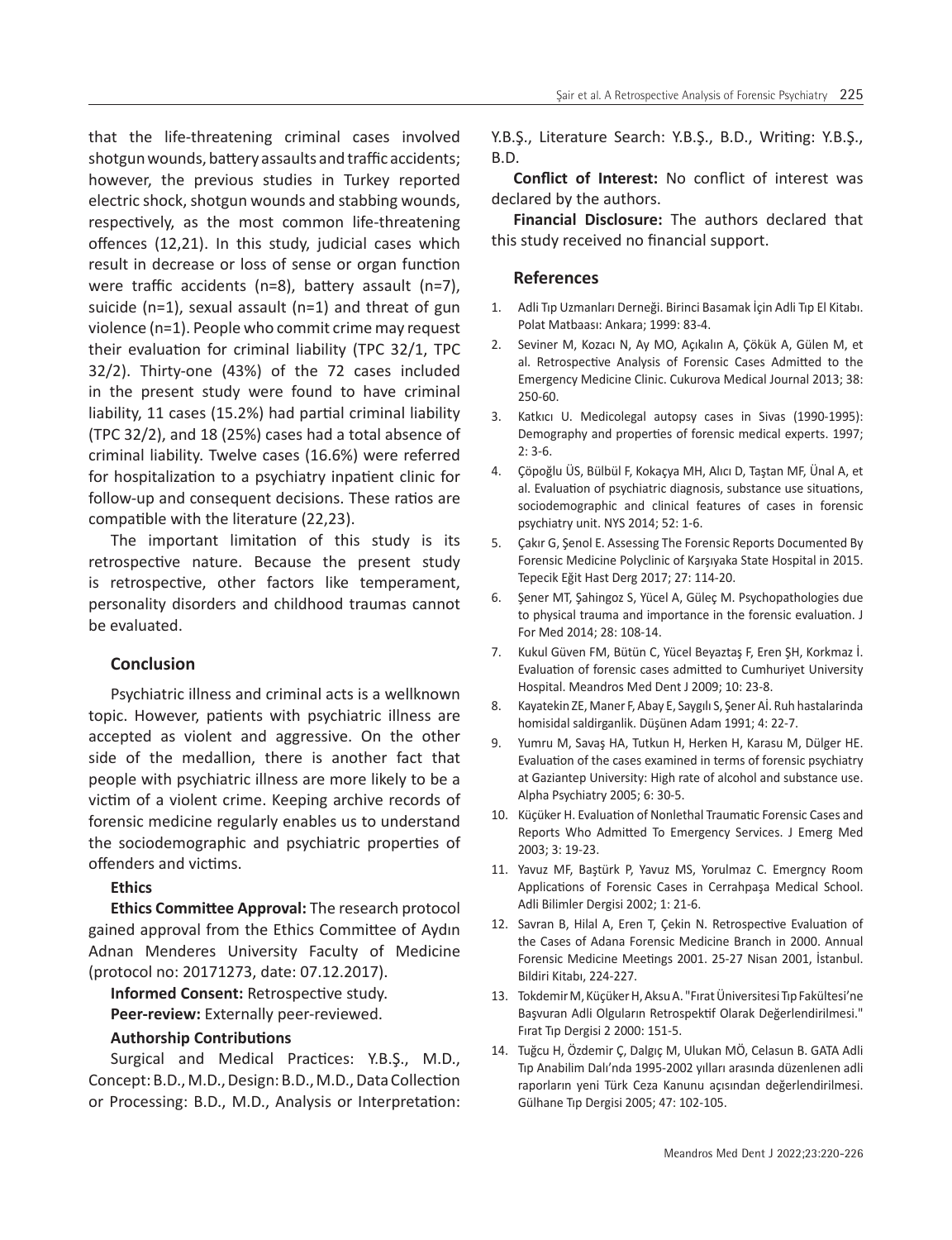that the life-threatening criminal cases involved shotgun wounds, battery assaults and traffic accidents; however, the previous studies in Turkey reported electric shock, shotgun wounds and stabbing wounds, respectively, as the most common life-threatening offences (12,21). In this study, judicial cases which result in decrease or loss of sense or organ function were traffic accidents (n=8), battery assault (n=7), suicide (n=1), sexual assault (n=1) and threat of gun violence (n=1). People who commit crime may request their evaluation for criminal liability (TPC 32/1, TPC 32/2). Thirty-one (43%) of the 72 cases included in the present study were found to have criminal liability, 11 cases (15.2%) had partial criminal liability (TPC 32/2), and 18 (25%) cases had a total absence of criminal liability. Twelve cases (16.6%) were referred for hospitalization to a psychiatry inpatient clinic for follow-up and consequent decisions. These ratios are compatible with the literature (22,23).

The important limitation of this study is its retrospective nature. Because the present study is retrospective, other factors like temperament, personality disorders and childhood traumas cannot be evaluated.

## Conclusion

Psychiatric illness and criminal acts is a wellknown topic. However, patients with psychiatric illness are accepted as violent and aggressive. On the other side of the medallion, there is another fact that people with psychiatric illness are more likely to be a victim of a violent crime. Keeping archive records of forensic medicine regularly enables us to understand the sociodemographic and psychiatric properties of offenders and victims.

**Ethics**

**Ethics Committee Approval:** The research protocol gained approval from the Ethics Committee of Aydın Adnan Menderes University Faculty of Medicine (protocol no: 20171273, date: 07.12.2017).

**Informed Consent:** Retrospective study.

**Peer-review:** Externally peer-reviewed.

**Authorship Contributions**

Surgical and Medical Practices: Y.B.Ş., M.D., Concept: B.D., M.D., Design: B.D., M.D., Data Collection or Processing: B.D., M.D., Analysis or Interpretation: Y.B.Ş., Literature Search: Y.B.Ş., B.D., Writing: Y.B.Ş., B.D.

**Conflict of Interest:** No conflict of interest was declared by the authors.

**Financial Disclosure:** The authors declared that this study received no financial support.

## References

1. Adli Tıp Uzmanları Derneği. Birinci Basamak İçin Adli Tıp El Kitabı. Polat Matbaası: Ankara; 1999: 83-4.
2. Seviner M, Kozacı N, Ay MO, Açıkalın A, Çökük A, Gülen M, et al. Retrospective Analysis of Forensic Cases Admitted to the Emergency Medicine Clinic. Cukurova Medical Journal 2013; 38: 250-60.
3. Katkıcı U. Medicolegal autopsy cases in Sivas (1990-1995): Demography and properties of forensic medical experts. 1997; 2: 3-6.
4. Çöpoğlu ÜS, Bülbül F, Kokaçya MH, Alıcı D, Taştan MF, Ünal A, et al. Evaluation of psychiatric diagnosis, substance use situations, sociodemographic and clinical features of cases in forensic psychiatry unit. NYS 2014; 52: 1-6.
5. Çakır G, Şenol E. Assessing The Forensic Reports Documented By Forensic Medicine Polyclinic of Karşıyaka State Hospital in 2015. Tepecik Eğit Hast Derg 2017; 27: 114-20.
6. Şener MT, Şahingoz S, Yücel A, Güleç M. Psychopathologies due to physical trauma and importance in the forensic evaluation. J For Med 2014; 28: 108-14.
7. Kukul Güven FM, Bütün C, Yücel Beyaztaş F, Eren ŞH, Korkmaz İ. Evaluation of forensic cases admitted to Cumhuriyet University Hospital. Meandros Med Dent J 2009; 10: 23-8.
8. Kayatekin ZE, Maner F, Abay E, Saygılı S, Şener Aİ. Ruh hastalarinda homisidal saldirganlik. Düşünen Adam 1991; 4: 22-7.
9. Yumru M, Savaş HA, Tutkun H, Herken H, Karasu M, Dülger HE. Evaluation of the cases examined in terms of forensic psychiatry at Gaziantep University: High rate of alcohol and substance use. Alpha Psychiatry 2005; 6: 30-5.
10. Küçüker H. Evaluation of Nonlethal Traumatic Forensic Cases and Reports Who Admitted To Emergency Services. J Emerg Med 2003; 3: 19-23.
11. Yavuz MF, Baştürk P, Yavuz MS, Yorulmaz C. Emergncy Room Applications of Forensic Cases in Cerrahpaşa Medical School. Adli Bilimler Dergisi 2002; 1: 21-6.
12. Savran B, Hilal A, Eren T, Çekin N. Retrospective Evaluation of the Cases of Adana Forensic Medicine Branch in 2000. Annual Forensic Medicine Meetings 2001. 25-27 Nisan 2001, İstanbul. Bildiri Kitabı, 224-227.
13. Tokdemir M, Küçüker H, Aksu A. "Fırat Üniversitesi Tıp Fakültesi'ne Başvuran Adli Olguların Retrospektif Olarak Değerlendirilmesi." Fırat Tıp Dergisi 2 2000: 151-5.
14. Tuğcu H, Özdemir Ç, Dalgıç M, Ulukan MÖ, Celasun B. GATA Adli Tıp Anabilim Dalı'nda 1995-2002 yılları arasında düzenlenen adli raporların yeni Türk Ceza Kanunu açısından değerlendirilmesi. Gülhane Tıp Dergisi 2005; 47: 102-105.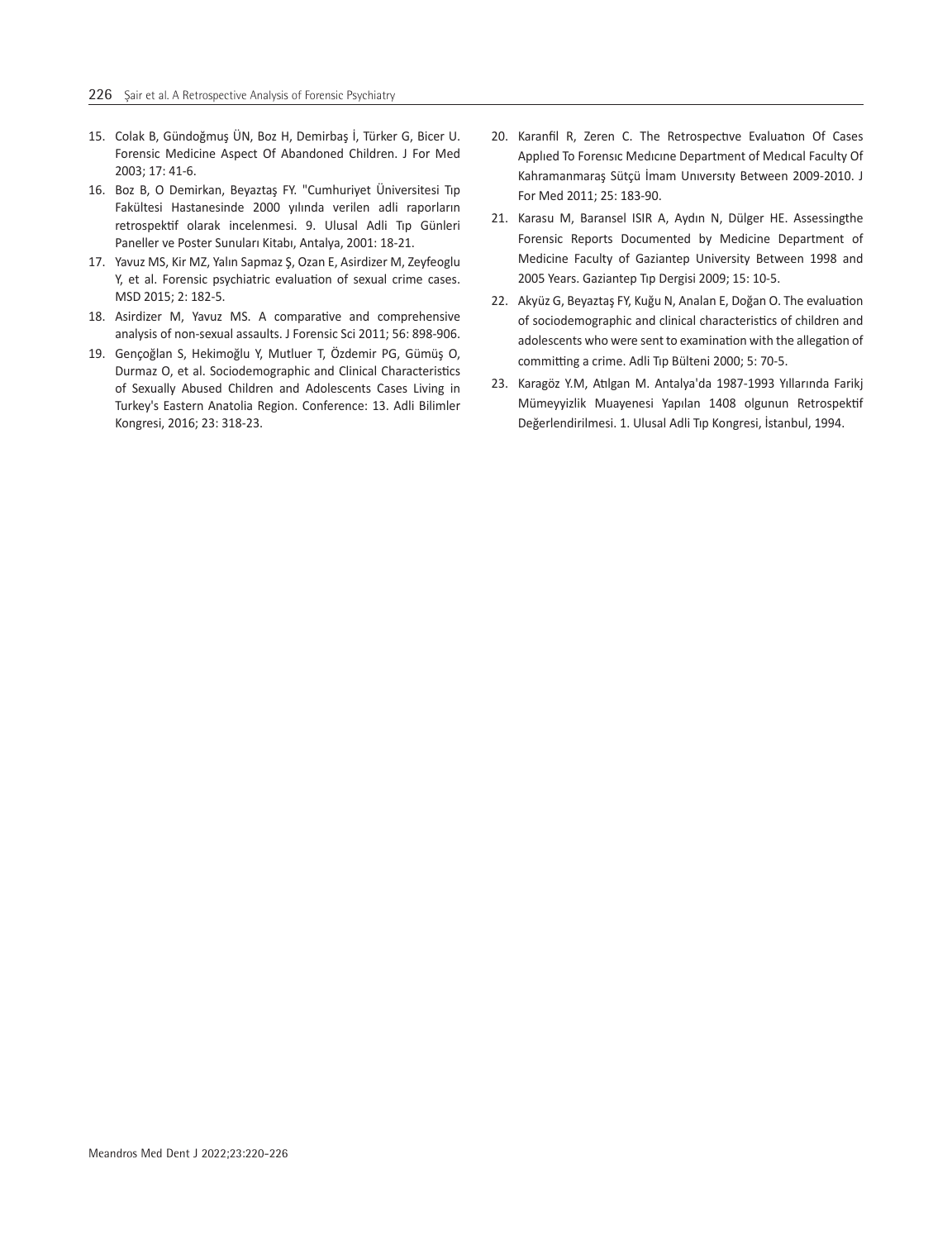15. Colak B, Gündoğmuş ÜN, Boz H, Demirbaş İ, Türker G, Bicer U. Forensic Medicine Aspect Of Abandoned Children. J For Med 2003; 17: 41-6.
16. Boz B, O Demirkan, Beyaztaş FY. "Cumhuriyet Üniversitesi Tıp Fakültesi Hastanesinde 2000 yılında verilen adli raporların retrospektif olarak incelenmesi. 9. Ulusal Adli Tıp Günleri Paneller ve Poster Sunuları Kitabı, Antalya, 2001: 18-21.
17. Yavuz MS, Kir MZ, Yalın Sapmaz Ş, Ozan E, Asirdizer M, Zeyfeoglu Y, et al. Forensic psychiatric evaluation of sexual crime cases. MSD 2015; 2: 182-5.
18. Asirdizer M, Yavuz MS. A comparative and comprehensive analysis of non-sexual assaults. J Forensic Sci 2011; 56: 898-906.
19. Gençoğlan S, Hekimoğlu Y, Mutluer T, Özdemir PG, Gümüş O, Durmaz O, et al. Sociodemographic and Clinical Characteristics of Sexually Abused Children and Adolescents Cases Living in Turkey's Eastern Anatolia Region. Conference: 13. Adli Bilimler Kongresi, 2016; 23: 318-23.
20. Karanfil R, Zeren C. The Retrospectıve Evaluatıon Of Cases Applıed To Forensıc Medıcıne Department of Medıcal Faculty Of Kahramanmaraş Sütçü İmam Unıversıty Between 2009-2010. J For Med 2011; 25: 183-90.
21. Karasu M, Baransel ISIR A, Aydın N, Dülger HE. Assessingthe Forensic Reports Documented by Medicine Department of Medicine Faculty of Gaziantep University Between 1998 and 2005 Years. Gaziantep Tıp Dergisi 2009; 15: 10-5.
22. Akyüz G, Beyaztaş FY, Kuğu N, Analan E, Doğan O. The evaluation of sociodemographic and clinical characteristics of children and adolescents who were sent to examination with the allegation of committing a crime. Adli Tıp Bülteni 2000; 5: 70-5.
23. Karagöz Y.M, Atılgan M. Antalya'da 1987-1993 Yıllarında Farikj Mümeyyizlik Muayenesi Yapılan 1408 olgunun Retrospektif Değerlendirilmesi. 1. Ulusal Adli Tıp Kongresi, İstanbul, 1994.